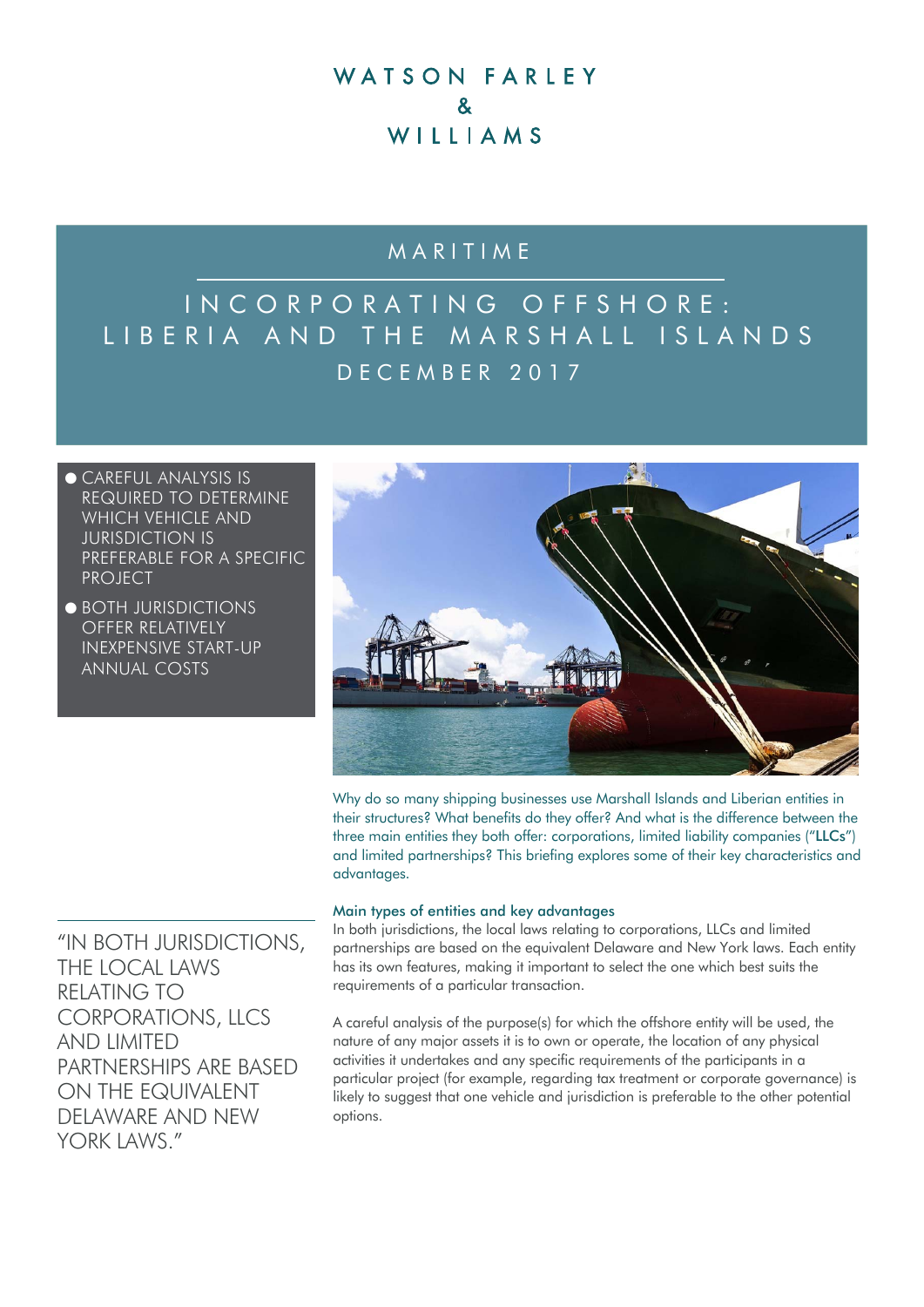WATSON FARLEY & WILLIAMS

# MARITIME

# INCORPORATING OFFSHORE: LIBERIA AND THE MARSHALL ISLANDS

DECEMBER 2017

- CAREFUL ANALYSIS IS REQUIRED TO DETERMINE WHICH VEHICLE AND JURISDICTION IS PREFERABLE FOR A SPECIFIC PROJECT
- BOTH JURISDICTIONS OFFER RELATIVELY INEXPENSIVE START-UP ANNUAL COSTS

Why do so many shipping businesses use Marshall Islands and Liberian entities in their structures? What benefits do they offer? And what is the difference between the three main entities they both offer: corporations, limited liability companies ("**LLCs**") and limited partnerships? This briefing explores some of their key characteristics and advantages.

## Main types of entities and key advantages

In both jurisdictions, the local laws relating to corporations, LLCs and limited partnerships are based on the equivalent Delaware and New York laws. Each entity has its own features, making it important to select the one which best suits the requirements of a particular transaction.

A careful analysis of the purpose(s) for which the offshore entity will be used, the nature of any major assets it is to own or operate, the location of any physical activities it undertakes and any specific requirements of the participants in a particular project (for example, regarding tax treatment or corporate governance) is likely to suggest that one vehicle and jurisdiction is preferable to the other potential options.

"IN BOTH JURISDICTIONS, THE LOCAL LAWS RELATING TO CORPORATIONS, LLCS AND LIMITED PARTNERSHIPS ARE BASED ON THE EQUIVALENT DELAWARE AND NEW YORK LAWS."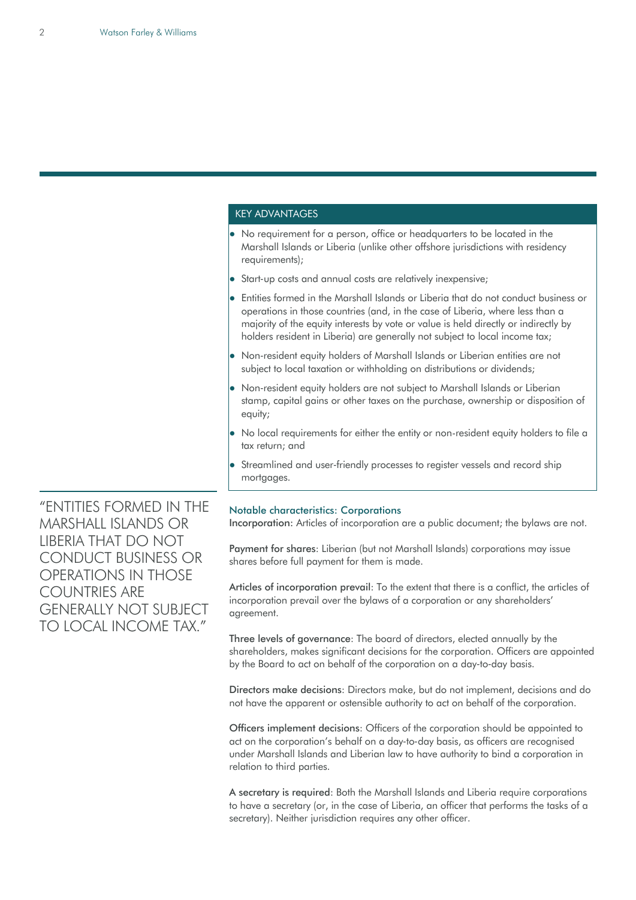## KEY ADVANTAGES

- No requirement for a person, office or headquarters to be located in the Marshall Islands or Liberia (unlike other offshore jurisdictions with residency requirements);
- Start-up costs and annual costs are relatively inexpensive;
- Entities formed in the Marshall Islands or Liberia that do not conduct business or operations in those countries (and, in the case of Liberia, where less than a majority of the equity interests by vote or value is held directly or indirectly by holders resident in Liberia) are generally not subject to local income tax;
- Non-resident equity holders of Marshall Islands or Liberian entities are not subject to local taxation or withholding on distributions or dividends;
- Non-resident equity holders are not subject to Marshall Islands or Liberian stamp, capital gains or other taxes on the purchase, ownership or disposition of equity;
- No local requirements for either the entity or non-resident equity holders to file a tax return; and
- Streamlined and user-friendly processes to register vessels and record ship mortgages.

"ENTITIES FORMED IN THE MARSHALL ISLANDS OR LIBERIA THAT DO NOT CONDUCT BUSINESS OR OPERATIONS IN THOSE COUNTRIES ARE GENERALLY NOT SUBJECT TO LOCAL INCOME TAX."

### Notable characteristics: Corporations

**Incorporation**: Articles of incorporation are a public document; the bylaws are not.

**Payment for shares**: Liberian (but not Marshall Islands) corporations may issue shares before full payment for them is made.

**Articles of incorporation prevail**: To the extent that there is a conflict, the articles of incorporation prevail over the bylaws of a corporation or any shareholders' agreement.

**Three levels of governance**: The board of directors, elected annually by the shareholders, makes significant decisions for the corporation. Officers are appointed by the Board to act on behalf of the corporation on a day-to-day basis.

**Directors make decisions**: Directors make, but do not implement, decisions and do not have the apparent or ostensible authority to act on behalf of the corporation.

**Officers implement decisions**: Officers of the corporation should be appointed to act on the corporation's behalf on a day-to-day basis, as officers are recognised under Marshall Islands and Liberian law to have authority to bind a corporation in relation to third parties.

**A secretary is required**: Both the Marshall Islands and Liberia require corporations to have a secretary (or, in the case of Liberia, an officer that performs the tasks of a secretary). Neither jurisdiction requires any other officer.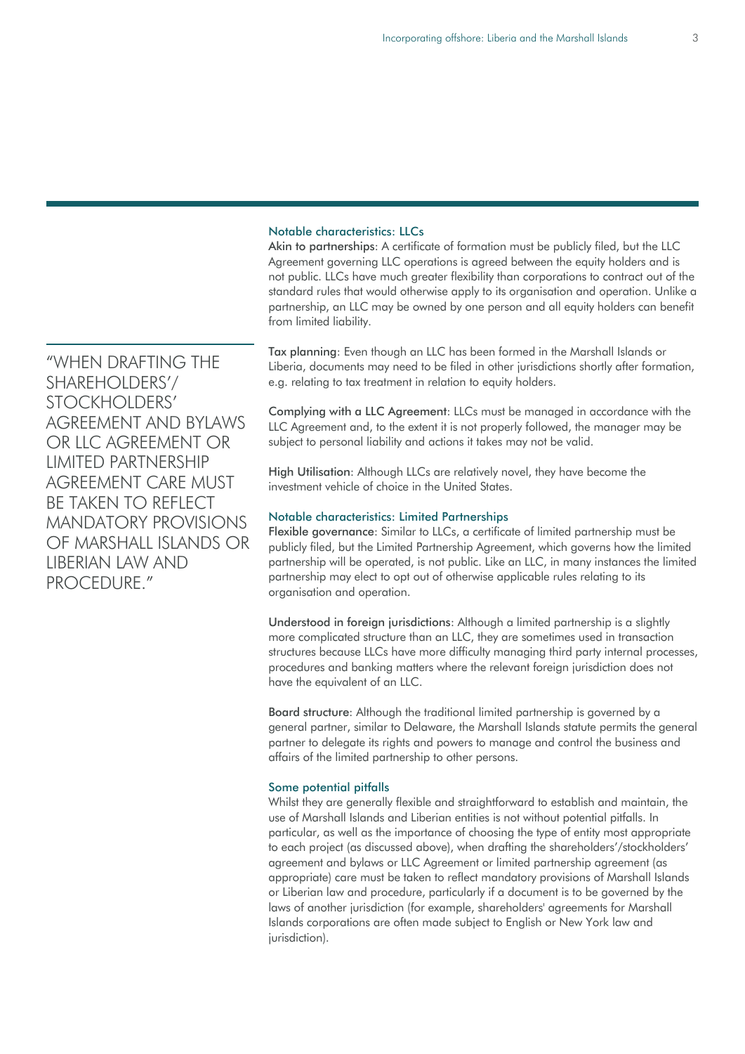> "WHEN DRAFTING THE SHAREHOLDERS'/STOCKHOLDERS' AGREEMENT AND BYLAWS OR LLC AGREEMENT OR LIMITED PARTNERSHIP AGREEMENT CARE MUST BE TAKEN TO REFLECT MANDATORY PROVISIONS OF MARSHALL ISLANDS OR LIBERIAN LAW AND PROCEDURE."

### Notable characteristics: LLCs

**Akin to partnerships**: A certificate of formation must be publicly filed, but the LLC Agreement governing LLC operations is agreed between the equity holders and is not public. LLCs have much greater flexibility than corporations to contract out of the standard rules that would otherwise apply to its organisation and operation. Unlike a partnership, an LLC may be owned by one person and all equity holders can benefit from limited liability.

**Tax planning**: Even though an LLC has been formed in the Marshall Islands or Liberia, documents may need to be filed in other jurisdictions shortly after formation, e.g. relating to tax treatment in relation to equity holders.

**Complying with a LLC Agreement**: LLCs must be managed in accordance with the LLC Agreement and, to the extent it is not properly followed, the manager may be subject to personal liability and actions it takes may not be valid.

**High Utilisation**: Although LLCs are relatively novel, they have become the investment vehicle of choice in the United States.

### Notable characteristics: Limited Partnerships

**Flexible governance**: Similar to LLCs, a certificate of limited partnership must be publicly filed, but the Limited Partnership Agreement, which governs how the limited partnership will be operated, is not public. Like an LLC, in many instances the limited partnership may elect to opt out of otherwise applicable rules relating to its organisation and operation.

**Understood in foreign jurisdictions**: Although a limited partnership is a slightly more complicated structure than an LLC, they are sometimes used in transaction structures because LLCs have more difficulty managing third party internal processes, procedures and banking matters where the relevant foreign jurisdiction does not have the equivalent of an LLC.

**Board structure**: Although the traditional limited partnership is governed by a general partner, similar to Delaware, the Marshall Islands statute permits the general partner to delegate its rights and powers to manage and control the business and affairs of the limited partnership to other persons.

### Some potential pitfalls

Whilst they are generally flexible and straightforward to establish and maintain, the use of Marshall Islands and Liberian entities is not without potential pitfalls. In particular, as well as the importance of choosing the type of entity most appropriate to each project (as discussed above), when drafting the shareholders'/stockholders' agreement and bylaws or LLC Agreement or limited partnership agreement (as appropriate) care must be taken to reflect mandatory provisions of Marshall Islands or Liberian law and procedure, particularly if a document is to be governed by the laws of another jurisdiction (for example, shareholders' agreements for Marshall Islands corporations are often made subject to English or New York law and jurisdiction).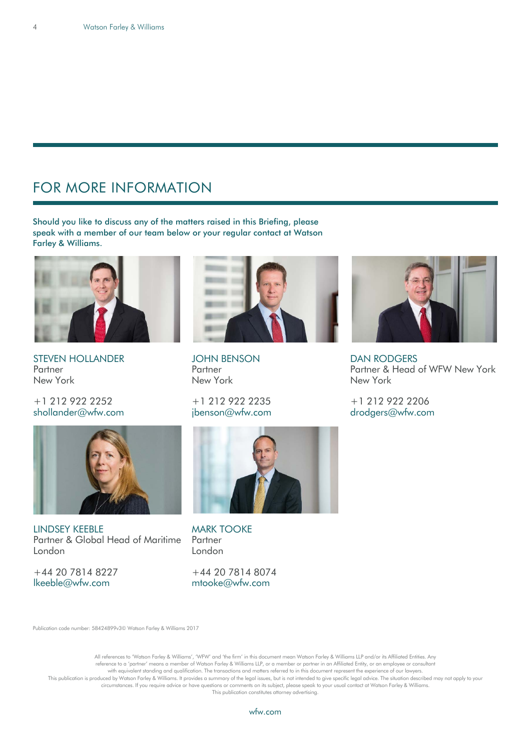# FOR MORE INFORMATION

Should you like to discuss any of the matters raised in this Briefing, please speak with a member of our team below or your regular contact at Watson Farley & Williams.

**STEVEN HOLLANDER**
Partner
New York

+1 212 922 2252
shollander@wfw.com

**JOHN BENSON**
Partner
New York

+1 212 922 2235
jbenson@wfw.com

**DAN RODGERS**
Partner & Head of WFW New York
New York

+1 212 922 2206
drodgers@wfw.com

**LINDSEY KEEBLE**
Partner & Global Head of Maritime
London

+44 20 7814 8227
lkeeble@wfw.com

**MARK TOOKE**
Partner
London

+44 20 7814 8074
mtooke@wfw.com

Publication code number: 58424899v3© Watson Farley & Williams 2017

All references to 'Watson Farley & Williams', 'WFW' and 'the firm' in this document mean Watson Farley & Williams LLP and/or its Affiliated Entities. Any reference to a 'partner' means a member of Watson Farley & Williams LLP, or a member or partner in an Affiliated Entity, or an employee or consultant with equivalent standing and qualification. The transactions and matters referred to in this document represent the experience of our lawyers.
This publication is produced by Watson Farley & Williams. It provides a summary of the legal issues, but is not intended to give specific legal advice. The situation described may not apply to your circumstances. If you require advice or have questions or comments on its subject, please speak to your usual contact at Watson Farley & Williams.
This publication constitutes attorney advertising.

wfw.com